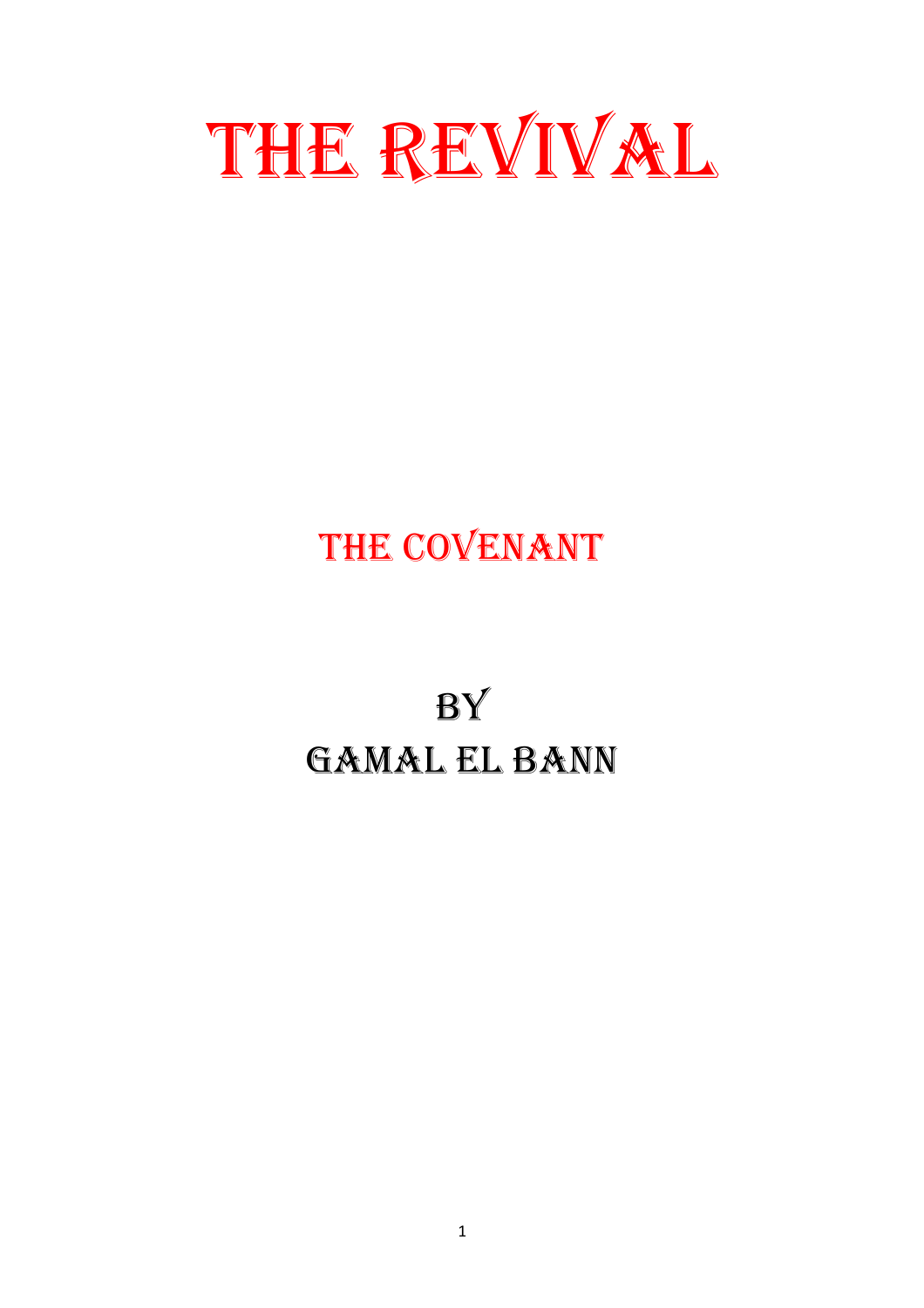# THE REVIVAL

## THE COVENANT

## BY
## GAMAL EL BANN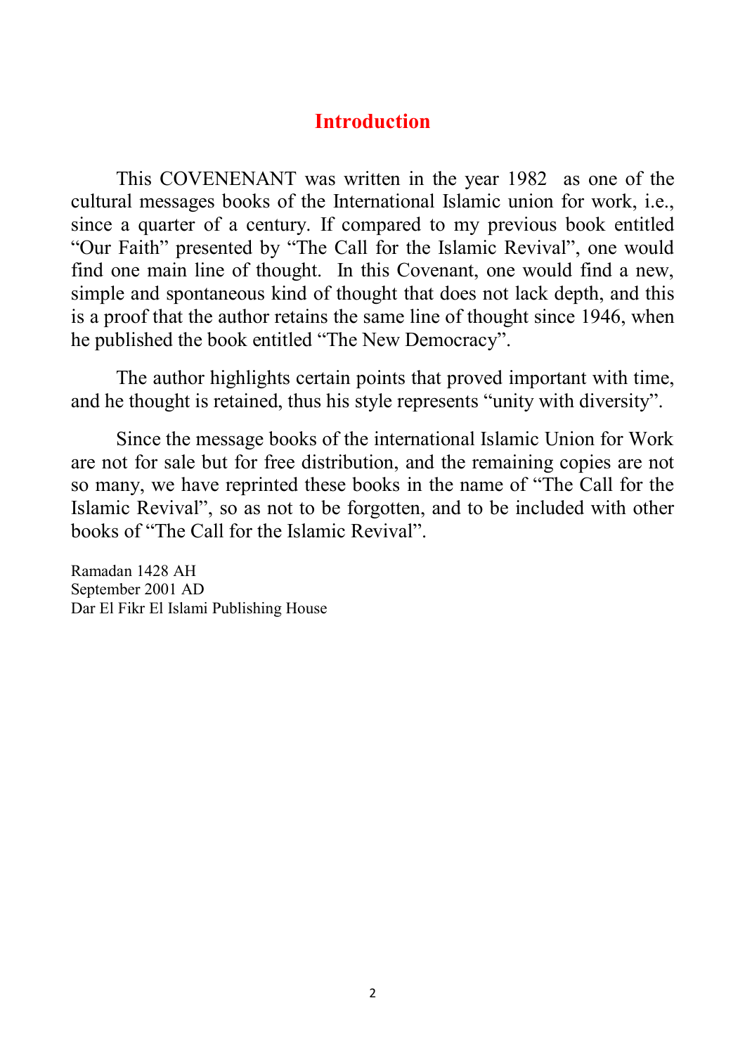## Introduction

This COVENENANT was written in the year 1982 as one of the cultural messages books of the International Islamic union for work, i.e., since a quarter of a century. If compared to my previous book entitled "Our Faith" presented by "The Call for the Islamic Revival", one would find one main line of thought. In this Covenant, one would find a new, simple and spontaneous kind of thought that does not lack depth, and this is a proof that the author retains the same line of thought since 1946, when he published the book entitled "The New Democracy".

The author highlights certain points that proved important with time, and he thought is retained, thus his style represents "unity with diversity".

Since the message books of the international Islamic Union for Work are not for sale but for free distribution, and the remaining copies are not so many, we have reprinted these books in the name of "The Call for the Islamic Revival", so as not to be forgotten, and to be included with other books of "The Call for the Islamic Revival".

Ramadan 1428 AH
September 2001 AD
Dar El Fikr El Islami Publishing House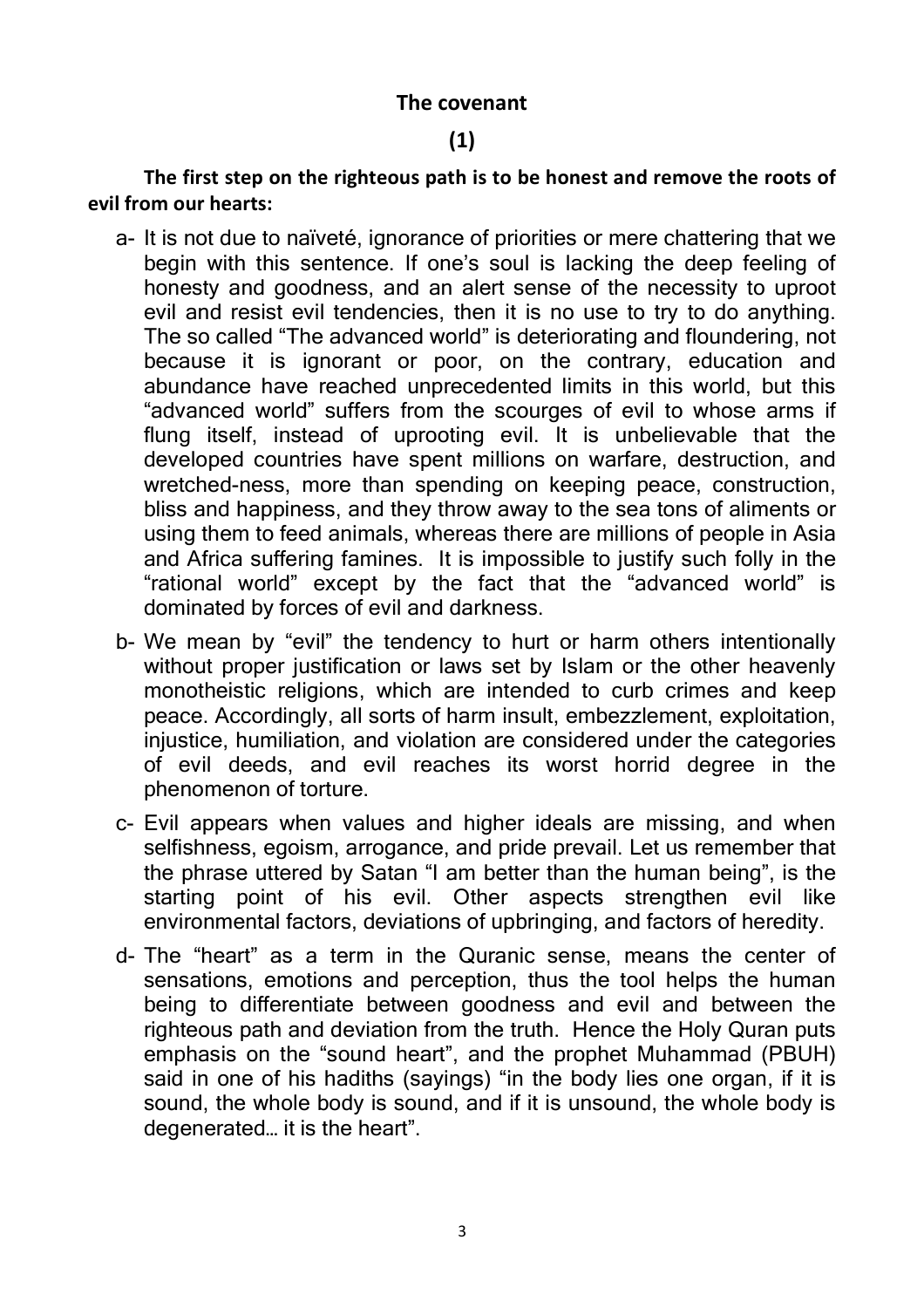## The covenant

## (1)

**The first step on the righteous path is to be honest and remove the roots of evil from our hearts:**

a- It is not due to naïveté, ignorance of priorities or mere chattering that we begin with this sentence. If one's soul is lacking the deep feeling of honesty and goodness, and an alert sense of the necessity to uproot evil and resist evil tendencies, then it is no use to try to do anything. The so called "The advanced world" is deteriorating and floundering, not because it is ignorant or poor, on the contrary, education and abundance have reached unprecedented limits in this world, but this "advanced world" suffers from the scourges of evil to whose arms if flung itself, instead of uprooting evil. It is unbelievable that the developed countries have spent millions on warfare, destruction, and wretched-ness, more than spending on keeping peace, construction, bliss and happiness, and they throw away to the sea tons of aliments or using them to feed animals, whereas there are millions of people in Asia and Africa suffering famines. It is impossible to justify such folly in the "rational world" except by the fact that the "advanced world" is dominated by forces of evil and darkness.

b- We mean by "evil" the tendency to hurt or harm others intentionally without proper justification or laws set by Islam or the other heavenly monotheistic religions, which are intended to curb crimes and keep peace. Accordingly, all sorts of harm insult, embezzlement, exploitation, injustice, humiliation, and violation are considered under the categories of evil deeds, and evil reaches its worst horrid degree in the phenomenon of torture.

c- Evil appears when values and higher ideals are missing, and when selfishness, egoism, arrogance, and pride prevail. Let us remember that the phrase uttered by Satan "I am better than the human being", is the starting point of his evil. Other aspects strengthen evil like environmental factors, deviations of upbringing, and factors of heredity.

d- The "heart" as a term in the Quranic sense, means the center of sensations, emotions and perception, thus the tool helps the human being to differentiate between goodness and evil and between the righteous path and deviation from the truth. Hence the Holy Quran puts emphasis on the "sound heart", and the prophet Muhammad (PBUH) said in one of his hadiths (sayings) "in the body lies one organ, if it is sound, the whole body is sound, and if it is unsound, the whole body is degenerated… it is the heart".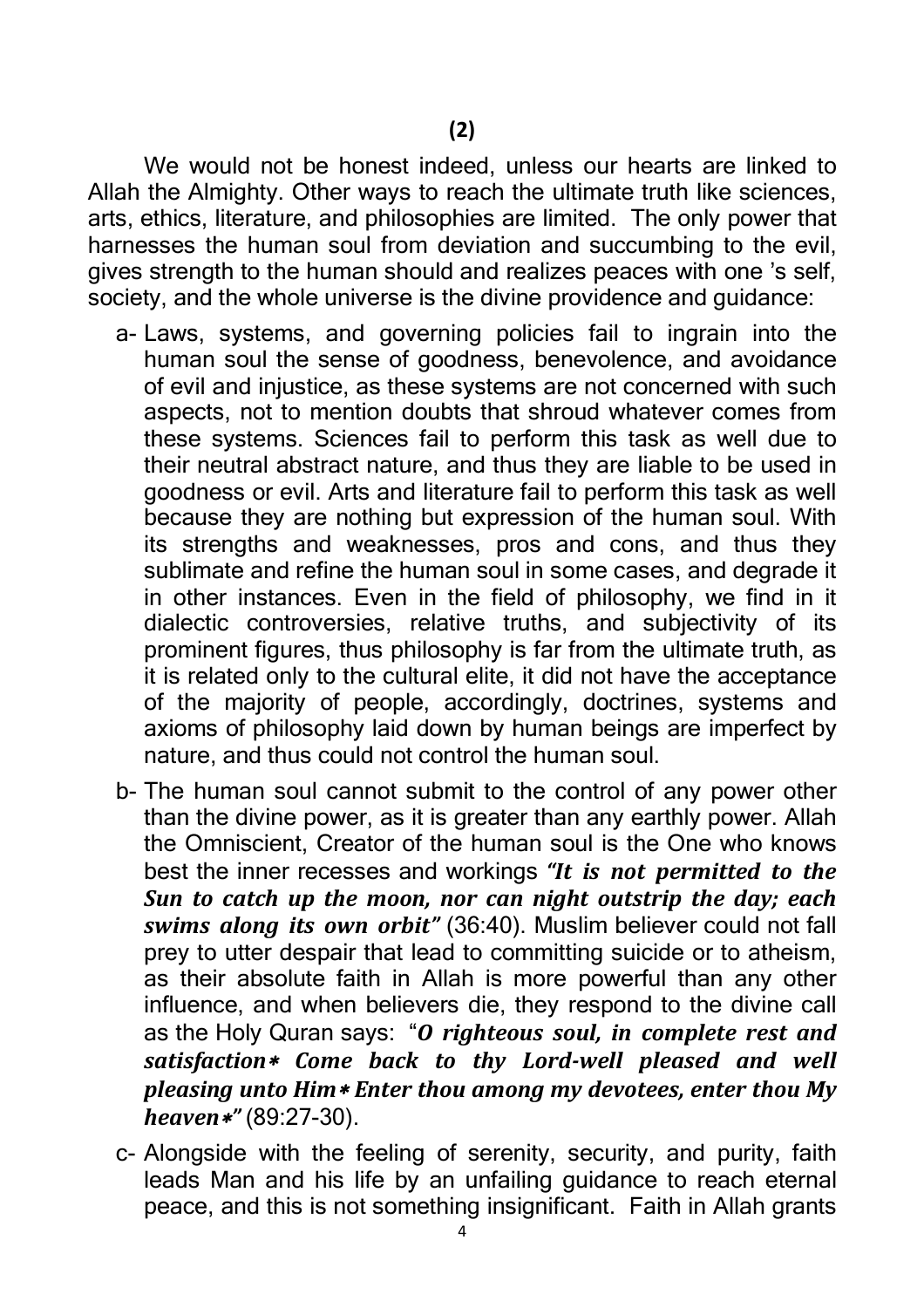**(2)**

We would not be honest indeed, unless our hearts are linked to Allah the Almighty. Other ways to reach the ultimate truth like sciences, arts, ethics, literature, and philosophies are limited. The only power that harnesses the human soul from deviation and succumbing to the evil, gives strength to the human should and realizes peaces with one 's self, society, and the whole universe is the divine providence and guidance:

a- Laws, systems, and governing policies fail to ingrain into the human soul the sense of goodness, benevolence, and avoidance of evil and injustice, as these systems are not concerned with such aspects, not to mention doubts that shroud whatever comes from these systems. Sciences fail to perform this task as well due to their neutral abstract nature, and thus they are liable to be used in goodness or evil. Arts and literature fail to perform this task as well because they are nothing but expression of the human soul. With its strengths and weaknesses, pros and cons, and thus they sublimate and refine the human soul in some cases, and degrade it in other instances. Even in the field of philosophy, we find in it dialectic controversies, relative truths, and subjectivity of its prominent figures, thus philosophy is far from the ultimate truth, as it is related only to the cultural elite, it did not have the acceptance of the majority of people, accordingly, doctrines, systems and axioms of philosophy laid down by human beings are imperfect by nature, and thus could not control the human soul.

b- The human soul cannot submit to the control of any power other than the divine power, as it is greater than any earthly power. Allah the Omniscient, Creator of the human soul is the One who knows best the inner recesses and workings ***"It is not permitted to the Sun to catch up the moon, nor can night outstrip the day; each swims along its own orbit"*** (36:40). Muslim believer could not fall prey to utter despair that lead to committing suicide or to atheism, as their absolute faith in Allah is more powerful than any other influence, and when believers die, they respond to the divine call as the Holy Quran says: "***O righteous soul, in complete rest and satisfaction∗ Come back to thy Lord-well pleased and well pleasing unto Him∗ Enter thou among my devotees, enter thou My heaven∗"*** (89:27-30).

c- Alongside with the feeling of serenity, security, and purity, faith leads Man and his life by an unfailing guidance to reach eternal peace, and this is not something insignificant. Faith in Allah grants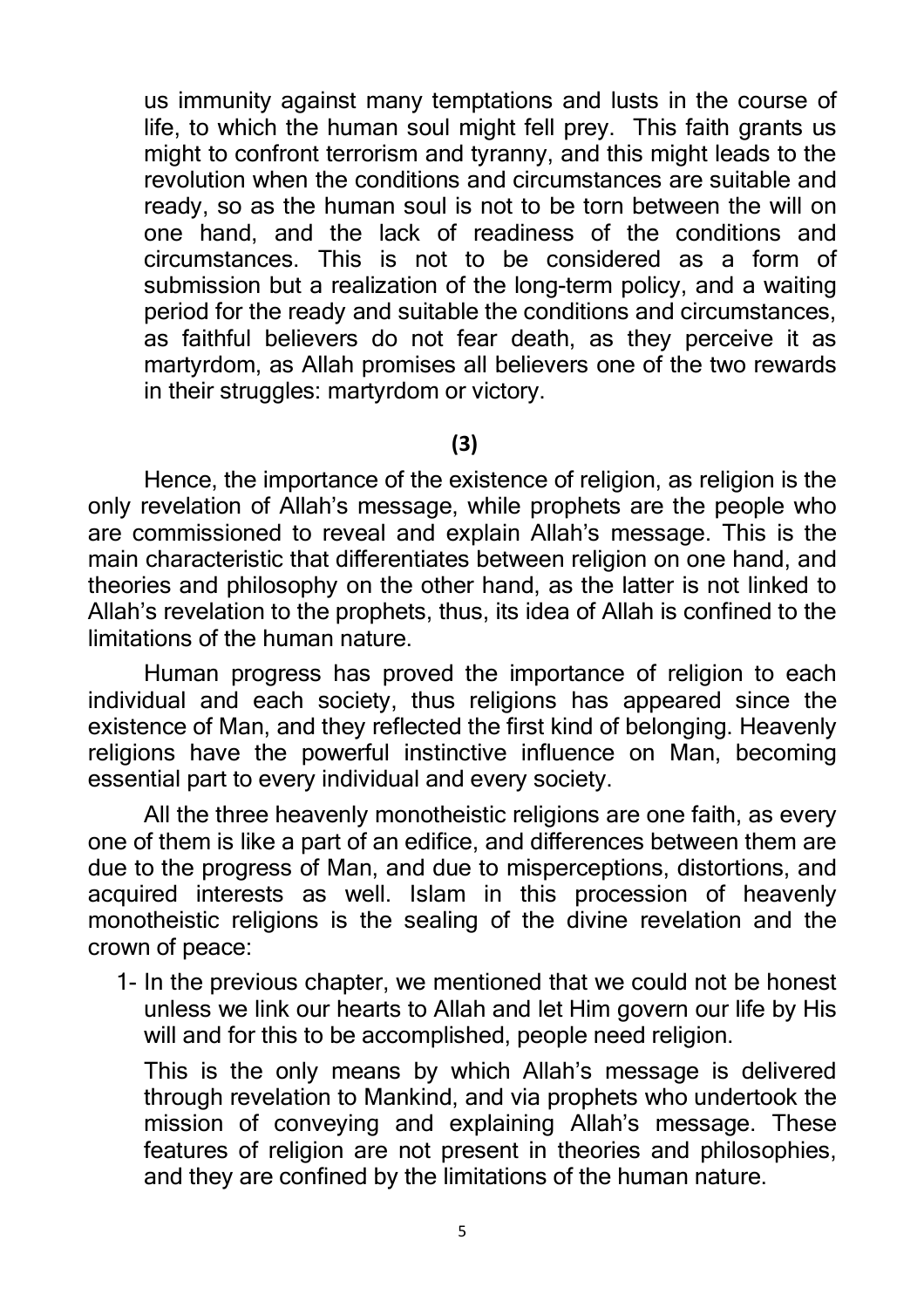us immunity against many temptations and lusts in the course of life, to which the human soul might fell prey. This faith grants us might to confront terrorism and tyranny, and this might leads to the revolution when the conditions and circumstances are suitable and ready, so as the human soul is not to be torn between the will on one hand, and the lack of readiness of the conditions and circumstances. This is not to be considered as a form of submission but a realization of the long-term policy, and a waiting period for the ready and suitable the conditions and circumstances, as faithful believers do not fear death, as they perceive it as martyrdom, as Allah promises all believers one of the two rewards in their struggles: martyrdom or victory.

**(3)**

Hence, the importance of the existence of religion, as religion is the only revelation of Allah's message, while prophets are the people who are commissioned to reveal and explain Allah's message. This is the main characteristic that differentiates between religion on one hand, and theories and philosophy on the other hand, as the latter is not linked to Allah's revelation to the prophets, thus, its idea of Allah is confined to the limitations of the human nature.

Human progress has proved the importance of religion to each individual and each society, thus religions has appeared since the existence of Man, and they reflected the first kind of belonging. Heavenly religions have the powerful instinctive influence on Man, becoming essential part to every individual and every society.

All the three heavenly monotheistic religions are one faith, as every one of them is like a part of an edifice, and differences between them are due to the progress of Man, and due to misperceptions, distortions, and acquired interests as well. Islam in this procession of heavenly monotheistic religions is the sealing of the divine revelation and the crown of peace:

1- In the previous chapter, we mentioned that we could not be honest unless we link our hearts to Allah and let Him govern our life by His will and for this to be accomplished, people need religion.

   This is the only means by which Allah's message is delivered through revelation to Mankind, and via prophets who undertook the mission of conveying and explaining Allah's message. These features of religion are not present in theories and philosophies, and they are confined by the limitations of the human nature.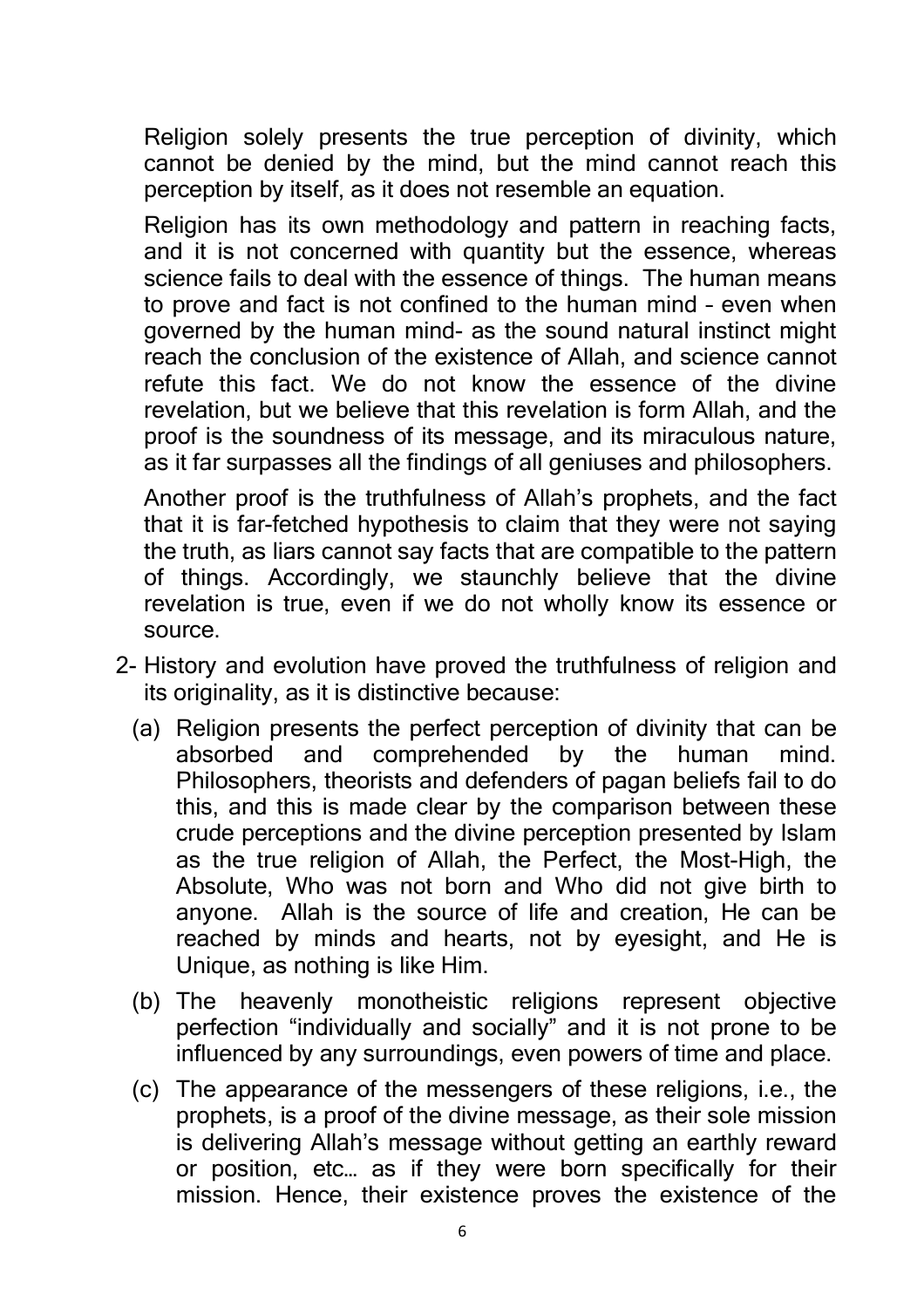Religion solely presents the true perception of divinity, which cannot be denied by the mind, but the mind cannot reach this perception by itself, as it does not resemble an equation.

Religion has its own methodology and pattern in reaching facts, and it is not concerned with quantity but the essence, whereas science fails to deal with the essence of things. The human means to prove and fact is not confined to the human mind – even when governed by the human mind- as the sound natural instinct might reach the conclusion of the existence of Allah, and science cannot refute this fact. We do not know the essence of the divine revelation, but we believe that this revelation is form Allah, and the proof is the soundness of its message, and its miraculous nature, as it far surpasses all the findings of all geniuses and philosophers.

Another proof is the truthfulness of Allah's prophets, and the fact that it is far-fetched hypothesis to claim that they were not saying the truth, as liars cannot say facts that are compatible to the pattern of things. Accordingly, we staunchly believe that the divine revelation is true, even if we do not wholly know its essence or source.

2- History and evolution have proved the truthfulness of religion and its originality, as it is distinctive because:

(a) Religion presents the perfect perception of divinity that can be absorbed and comprehended by the human mind. Philosophers, theorists and defenders of pagan beliefs fail to do this, and this is made clear by the comparison between these crude perceptions and the divine perception presented by Islam as the true religion of Allah, the Perfect, the Most-High, the Absolute, Who was not born and Who did not give birth to anyone. Allah is the source of life and creation, He can be reached by minds and hearts, not by eyesight, and He is Unique, as nothing is like Him.

(b) The heavenly monotheistic religions represent objective perfection "individually and socially" and it is not prone to be influenced by any surroundings, even powers of time and place.

(c) The appearance of the messengers of these religions, i.e., the prophets, is a proof of the divine message, as their sole mission is delivering Allah's message without getting an earthly reward or position, etc… as if they were born specifically for their mission. Hence, their existence proves the existence of the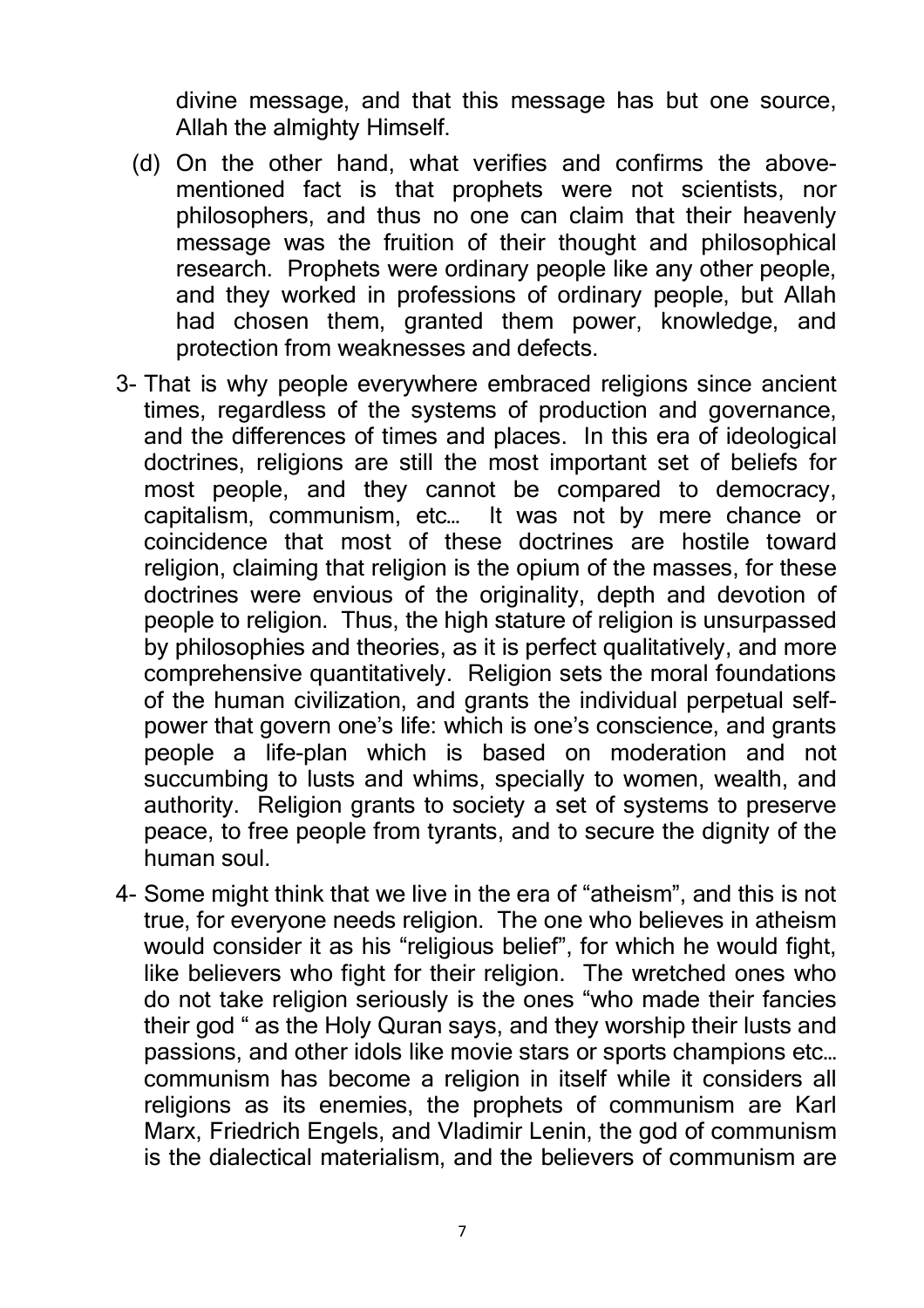divine message, and that this message has but one source, Allah the almighty Himself.

(d) On the other hand, what verifies and confirms the above-mentioned fact is that prophets were not scientists, nor philosophers, and thus no one can claim that their heavenly message was the fruition of their thought and philosophical research. Prophets were ordinary people like any other people, and they worked in professions of ordinary people, but Allah had chosen them, granted them power, knowledge, and protection from weaknesses and defects.

3- That is why people everywhere embraced religions since ancient times, regardless of the systems of production and governance, and the differences of times and places. In this era of ideological doctrines, religions are still the most important set of beliefs for most people, and they cannot be compared to democracy, capitalism, communism, etc… It was not by mere chance or coincidence that most of these doctrines are hostile toward religion, claiming that religion is the opium of the masses, for these doctrines were envious of the originality, depth and devotion of people to religion. Thus, the high stature of religion is unsurpassed by philosophies and theories, as it is perfect qualitatively, and more comprehensive quantitatively. Religion sets the moral foundations of the human civilization, and grants the individual perpetual self-power that govern one's life: which is one's conscience, and grants people a life-plan which is based on moderation and not succumbing to lusts and whims, specially to women, wealth, and authority. Religion grants to society a set of systems to preserve peace, to free people from tyrants, and to secure the dignity of the human soul.

4- Some might think that we live in the era of "atheism", and this is not true, for everyone needs religion. The one who believes in atheism would consider it as his "religious belief", for which he would fight, like believers who fight for their religion. The wretched ones who do not take religion seriously is the ones "who made their fancies their god " as the Holy Quran says, and they worship their lusts and passions, and other idols like movie stars or sports champions etc… communism has become a religion in itself while it considers all religions as its enemies, the prophets of communism are Karl Marx, Friedrich Engels, and Vladimir Lenin, the god of communism is the dialectical materialism, and the believers of communism are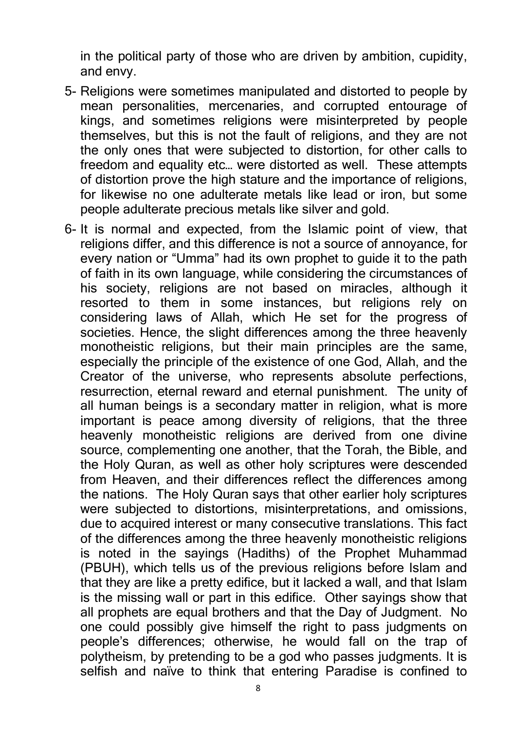in the political party of those who are driven by ambition, cupidity, and envy.

5- Religions were sometimes manipulated and distorted to people by mean personalities, mercenaries, and corrupted entourage of kings, and sometimes religions were misinterpreted by people themselves, but this is not the fault of religions, and they are not the only ones that were subjected to distortion, for other calls to freedom and equality etc… were distorted as well. These attempts of distortion prove the high stature and the importance of religions, for likewise no one adulterate metals like lead or iron, but some people adulterate precious metals like silver and gold.

6- It is normal and expected, from the Islamic point of view, that religions differ, and this difference is not a source of annoyance, for every nation or "Umma" had its own prophet to guide it to the path of faith in its own language, while considering the circumstances of his society, religions are not based on miracles, although it resorted to them in some instances, but religions rely on considering laws of Allah, which He set for the progress of societies. Hence, the slight differences among the three heavenly monotheistic religions, but their main principles are the same, especially the principle of the existence of one God, Allah, and the Creator of the universe, who represents absolute perfections, resurrection, eternal reward and eternal punishment. The unity of all human beings is a secondary matter in religion, what is more important is peace among diversity of religions, that the three heavenly monotheistic religions are derived from one divine source, complementing one another, that the Torah, the Bible, and the Holy Quran, as well as other holy scriptures were descended from Heaven, and their differences reflect the differences among the nations. The Holy Quran says that other earlier holy scriptures were subjected to distortions, misinterpretations, and omissions, due to acquired interest or many consecutive translations. This fact of the differences among the three heavenly monotheistic religions is noted in the sayings (Hadiths) of the Prophet Muhammad (PBUH), which tells us of the previous religions before Islam and that they are like a pretty edifice, but it lacked a wall, and that Islam is the missing wall or part in this edifice. Other sayings show that all prophets are equal brothers and that the Day of Judgment. No one could possibly give himself the right to pass judgments on people's differences; otherwise, he would fall on the trap of polytheism, by pretending to be a god who passes judgments. It is selfish and naïve to think that entering Paradise is confined to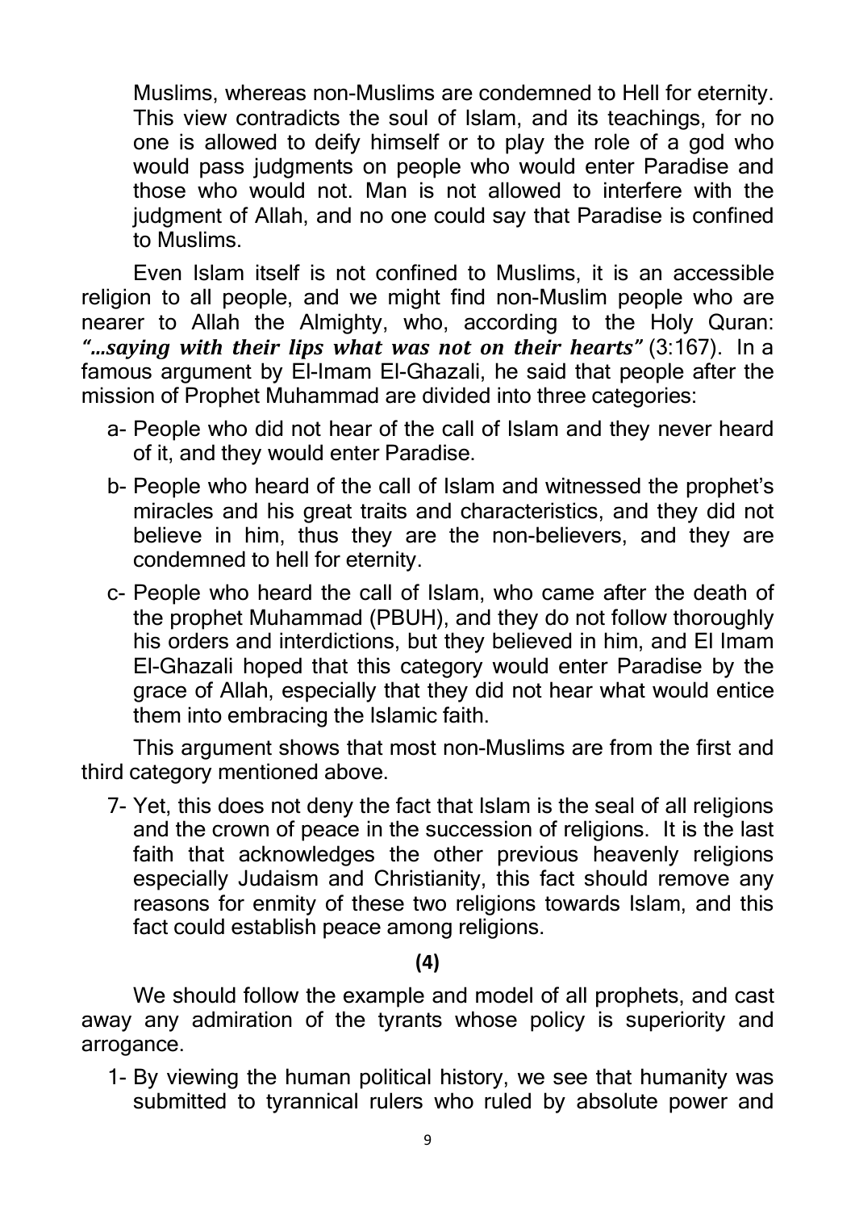Muslims, whereas non-Muslims are condemned to Hell for eternity. This view contradicts the soul of Islam, and its teachings, for no one is allowed to deify himself or to play the role of a god who would pass judgments on people who would enter Paradise and those who would not. Man is not allowed to interfere with the judgment of Allah, and no one could say that Paradise is confined to Muslims.

Even Islam itself is not confined to Muslims, it is an accessible religion to all people, and we might find non-Muslim people who are nearer to Allah the Almighty, who, according to the Holy Quran: ***"…saying with their lips what was not on their hearts"*** (3:167). In a famous argument by El-Imam El-Ghazali, he said that people after the mission of Prophet Muhammad are divided into three categories:

a- People who did not hear of the call of Islam and they never heard of it, and they would enter Paradise.

b- People who heard of the call of Islam and witnessed the prophet's miracles and his great traits and characteristics, and they did not believe in him, thus they are the non-believers, and they are condemned to hell for eternity.

c- People who heard the call of Islam, who came after the death of the prophet Muhammad (PBUH), and they do not follow thoroughly his orders and interdictions, but they believed in him, and El Imam El-Ghazali hoped that this category would enter Paradise by the grace of Allah, especially that they did not hear what would entice them into embracing the Islamic faith.

This argument shows that most non-Muslims are from the first and third category mentioned above.

7- Yet, this does not deny the fact that Islam is the seal of all religions and the crown of peace in the succession of religions. It is the last faith that acknowledges the other previous heavenly religions especially Judaism and Christianity, this fact should remove any reasons for enmity of these two religions towards Islam, and this fact could establish peace among religions.

**(4)**

We should follow the example and model of all prophets, and cast away any admiration of the tyrants whose policy is superiority and arrogance.

1- By viewing the human political history, we see that humanity was submitted to tyrannical rulers who ruled by absolute power and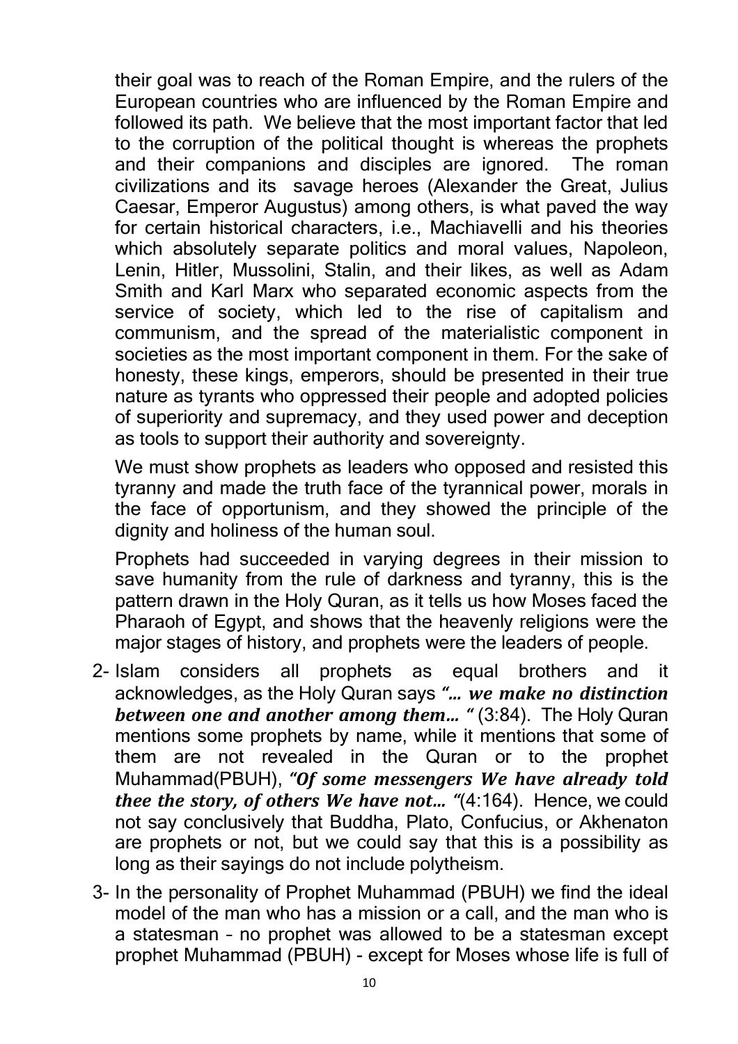their goal was to reach of the Roman Empire, and the rulers of the European countries who are influenced by the Roman Empire and followed its path. We believe that the most important factor that led to the corruption of the political thought is whereas the prophets and their companions and disciples are ignored. The roman civilizations and its savage heroes (Alexander the Great, Julius Caesar, Emperor Augustus) among others, is what paved the way for certain historical characters, i.e., Machiavelli and his theories which absolutely separate politics and moral values, Napoleon, Lenin, Hitler, Mussolini, Stalin, and their likes, as well as Adam Smith and Karl Marx who separated economic aspects from the service of society, which led to the rise of capitalism and communism, and the spread of the materialistic component in societies as the most important component in them. For the sake of honesty, these kings, emperors, should be presented in their true nature as tyrants who oppressed their people and adopted policies of superiority and supremacy, and they used power and deception as tools to support their authority and sovereignty.

We must show prophets as leaders who opposed and resisted this tyranny and made the truth face of the tyrannical power, morals in the face of opportunism, and they showed the principle of the dignity and holiness of the human soul.

Prophets had succeeded in varying degrees in their mission to save humanity from the rule of darkness and tyranny, this is the pattern drawn in the Holy Quran, as it tells us how Moses faced the Pharaoh of Egypt, and shows that the heavenly religions were the major stages of history, and prophets were the leaders of people.

2- Islam considers all prophets as equal brothers and it acknowledges, as the Holy Quran says ***"… we make no distinction between one and another among them… "*** (3:84). The Holy Quran mentions some prophets by name, while it mentions that some of them are not revealed in the Quran or to the prophet Muhammad(PBUH), ***"Of some messengers We have already told thee the story, of others We have not… "***(4:164). Hence, we could not say conclusively that Buddha, Plato, Confucius, or Akhenaton are prophets or not, but we could say that this is a possibility as long as their sayings do not include polytheism.

3- In the personality of Prophet Muhammad (PBUH) we find the ideal model of the man who has a mission or a call, and the man who is a statesman – no prophet was allowed to be a statesman except prophet Muhammad (PBUH) - except for Moses whose life is full of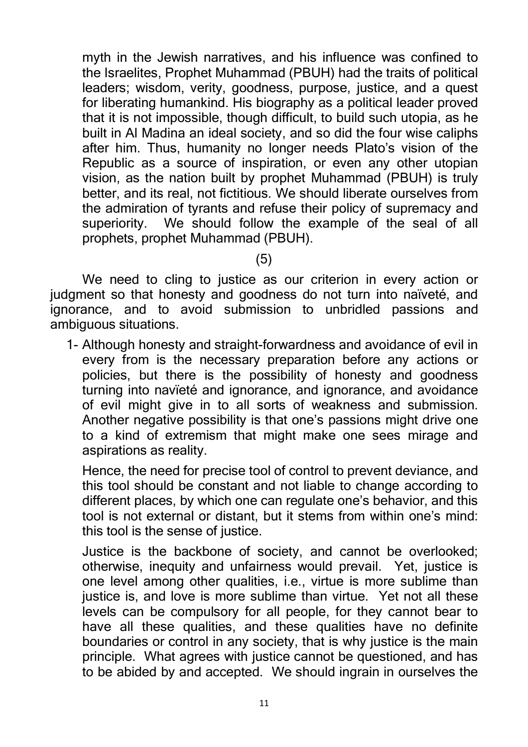myth in the Jewish narratives, and his influence was confined to the Israelites, Prophet Muhammad (PBUH) had the traits of political leaders; wisdom, verity, goodness, purpose, justice, and a quest for liberating humankind. His biography as a political leader proved that it is not impossible, though difficult, to build such utopia, as he built in Al Madina an ideal society, and so did the four wise caliphs after him. Thus, humanity no longer needs Plato's vision of the Republic as a source of inspiration, or even any other utopian vision, as the nation built by prophet Muhammad (PBUH) is truly better, and its real, not fictitious. We should liberate ourselves from the admiration of tyrants and refuse their policy of supremacy and superiority. We should follow the example of the seal of all prophets, prophet Muhammad (PBUH).

(5)

We need to cling to justice as our criterion in every action or judgment so that honesty and goodness do not turn into naïveté, and ignorance, and to avoid submission to unbridled passions and ambiguous situations.

1- Although honesty and straight-forwardness and avoidance of evil in every from is the necessary preparation before any actions or policies, but there is the possibility of honesty and goodness turning into navïeté and ignorance, and ignorance, and avoidance of evil might give in to all sorts of weakness and submission. Another negative possibility is that one's passions might drive one to a kind of extremism that might make one sees mirage and aspirations as reality.

   Hence, the need for precise tool of control to prevent deviance, and this tool should be constant and not liable to change according to different places, by which one can regulate one's behavior, and this tool is not external or distant, but it stems from within one's mind: this tool is the sense of justice.

   Justice is the backbone of society, and cannot be overlooked; otherwise, inequity and unfairness would prevail. Yet, justice is one level among other qualities, i.e., virtue is more sublime than justice is, and love is more sublime than virtue. Yet not all these levels can be compulsory for all people, for they cannot bear to have all these qualities, and these qualities have no definite boundaries or control in any society, that is why justice is the main principle. What agrees with justice cannot be questioned, and has to be abided by and accepted. We should ingrain in ourselves the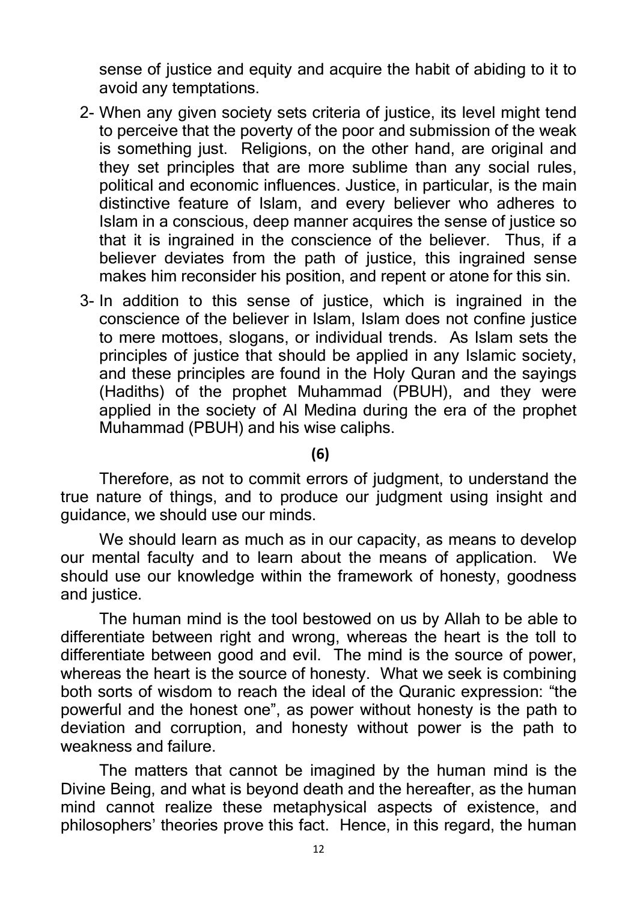sense of justice and equity and acquire the habit of abiding to it to avoid any temptations.

2- When any given society sets criteria of justice, its level might tend to perceive that the poverty of the poor and submission of the weak is something just. Religions, on the other hand, are original and they set principles that are more sublime than any social rules, political and economic influences. Justice, in particular, is the main distinctive feature of Islam, and every believer who adheres to Islam in a conscious, deep manner acquires the sense of justice so that it is ingrained in the conscience of the believer. Thus, if a believer deviates from the path of justice, this ingrained sense makes him reconsider his position, and repent or atone for this sin.

3- In addition to this sense of justice, which is ingrained in the conscience of the believer in Islam, Islam does not confine justice to mere mottoes, slogans, or individual trends. As Islam sets the principles of justice that should be applied in any Islamic society, and these principles are found in the Holy Quran and the sayings (Hadiths) of the prophet Muhammad (PBUH), and they were applied in the society of Al Medina during the era of the prophet Muhammad (PBUH) and his wise caliphs.

**(6)**

Therefore, as not to commit errors of judgment, to understand the true nature of things, and to produce our judgment using insight and guidance, we should use our minds.

We should learn as much as in our capacity, as means to develop our mental faculty and to learn about the means of application. We should use our knowledge within the framework of honesty, goodness and justice.

The human mind is the tool bestowed on us by Allah to be able to differentiate between right and wrong, whereas the heart is the toll to differentiate between good and evil. The mind is the source of power, whereas the heart is the source of honesty. What we seek is combining both sorts of wisdom to reach the ideal of the Quranic expression: "the powerful and the honest one", as power without honesty is the path to deviation and corruption, and honesty without power is the path to weakness and failure.

The matters that cannot be imagined by the human mind is the Divine Being, and what is beyond death and the hereafter, as the human mind cannot realize these metaphysical aspects of existence, and philosophers' theories prove this fact. Hence, in this regard, the human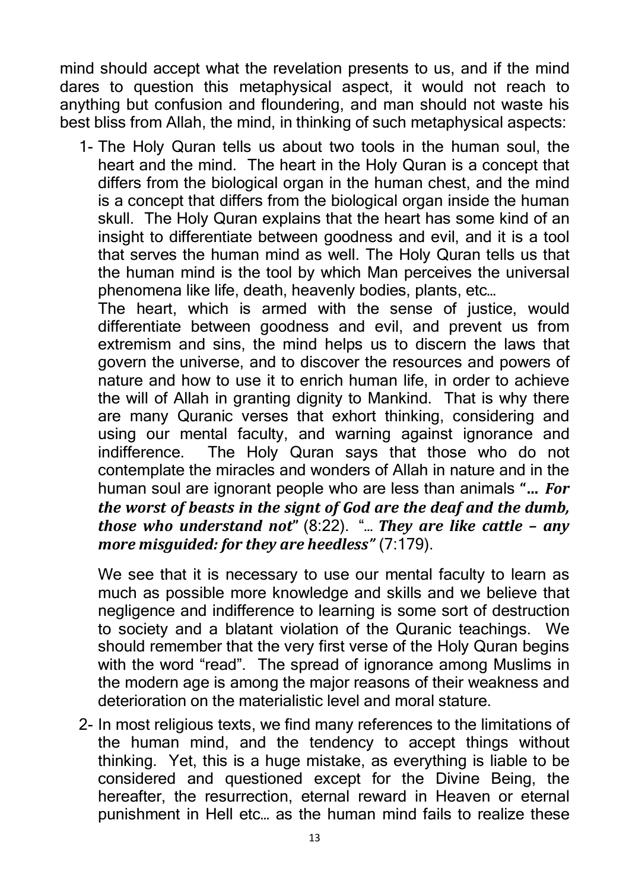mind should accept what the revelation presents to us, and if the mind dares to question this metaphysical aspect, it would not reach to anything but confusion and floundering, and man should not waste his best bliss from Allah, the mind, in thinking of such metaphysical aspects:

1- The Holy Quran tells us about two tools in the human soul, the heart and the mind. The heart in the Holy Quran is a concept that differs from the biological organ in the human chest, and the mind is a concept that differs from the biological organ inside the human skull. The Holy Quran explains that the heart has some kind of an insight to differentiate between goodness and evil, and it is a tool that serves the human mind as well. The Holy Quran tells us that the human mind is the tool by which Man perceives the universal phenomena like life, death, heavenly bodies, plants, etc…

   The heart, which is armed with the sense of justice, would differentiate between goodness and evil, and prevent us from extremism and sins, the mind helps us to discern the laws that govern the universe, and to discover the resources and powers of nature and how to use it to enrich human life, in order to achieve the will of Allah in granting dignity to Mankind. That is why there are many Quranic verses that exhort thinking, considering and using our mental faculty, and warning against ignorance and indifference. The Holy Quran says that those who do not contemplate the miracles and wonders of Allah in nature and in the human soul are ignorant people who are less than animals **"…** ***For the worst of beasts in the signt of God are the deaf and the dumb, those who understand not*"** (8:22). "… ***They are like cattle – any more misguided: for they are heedless"*** (7:179).

   We see that it is necessary to use our mental faculty to learn as much as possible more knowledge and skills and we believe that negligence and indifference to learning is some sort of destruction to society and a blatant violation of the Quranic teachings. We should remember that the very first verse of the Holy Quran begins with the word "read". The spread of ignorance among Muslims in the modern age is among the major reasons of their weakness and deterioration on the materialistic level and moral stature.

2- In most religious texts, we find many references to the limitations of the human mind, and the tendency to accept things without thinking. Yet, this is a huge mistake, as everything is liable to be considered and questioned except for the Divine Being, the hereafter, the resurrection, eternal reward in Heaven or eternal punishment in Hell etc… as the human mind fails to realize these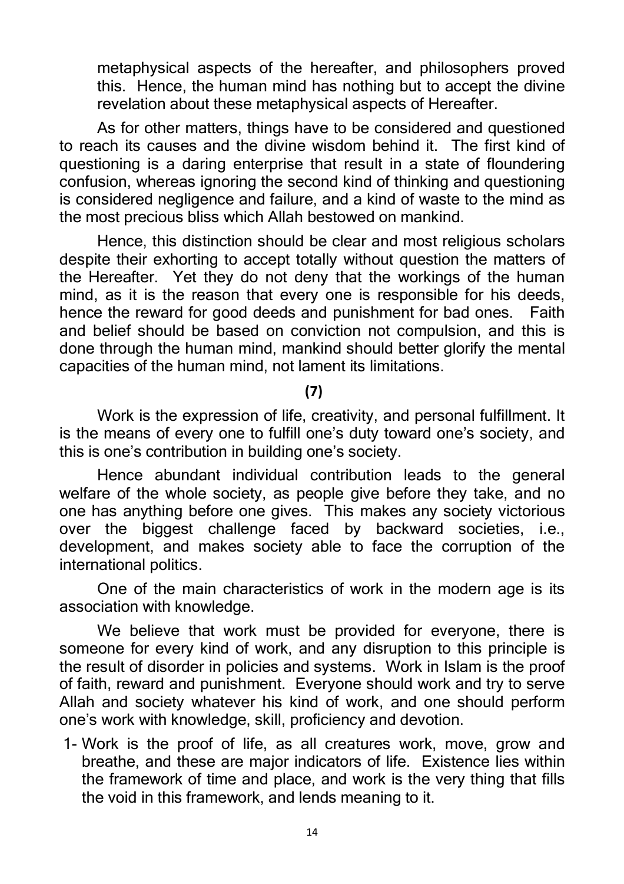metaphysical aspects of the hereafter, and philosophers proved this. Hence, the human mind has nothing but to accept the divine revelation about these metaphysical aspects of Hereafter.

As for other matters, things have to be considered and questioned to reach its causes and the divine wisdom behind it. The first kind of questioning is a daring enterprise that result in a state of floundering confusion, whereas ignoring the second kind of thinking and questioning is considered negligence and failure, and a kind of waste to the mind as the most precious bliss which Allah bestowed on mankind.

Hence, this distinction should be clear and most religious scholars despite their exhorting to accept totally without question the matters of the Hereafter. Yet they do not deny that the workings of the human mind, as it is the reason that every one is responsible for his deeds, hence the reward for good deeds and punishment for bad ones. Faith and belief should be based on conviction not compulsion, and this is done through the human mind, mankind should better glorify the mental capacities of the human mind, not lament its limitations.

**(7)**

Work is the expression of life, creativity, and personal fulfillment. It is the means of every one to fulfill one's duty toward one's society, and this is one's contribution in building one's society.

Hence abundant individual contribution leads to the general welfare of the whole society, as people give before they take, and no one has anything before one gives. This makes any society victorious over the biggest challenge faced by backward societies, i.e., development, and makes society able to face the corruption of the international politics.

One of the main characteristics of work in the modern age is its association with knowledge.

We believe that work must be provided for everyone, there is someone for every kind of work, and any disruption to this principle is the result of disorder in policies and systems. Work in Islam is the proof of faith, reward and punishment. Everyone should work and try to serve Allah and society whatever his kind of work, and one should perform one's work with knowledge, skill, proficiency and devotion.

1- Work is the proof of life, as all creatures work, move, grow and breathe, and these are major indicators of life. Existence lies within the framework of time and place, and work is the very thing that fills the void in this framework, and lends meaning to it.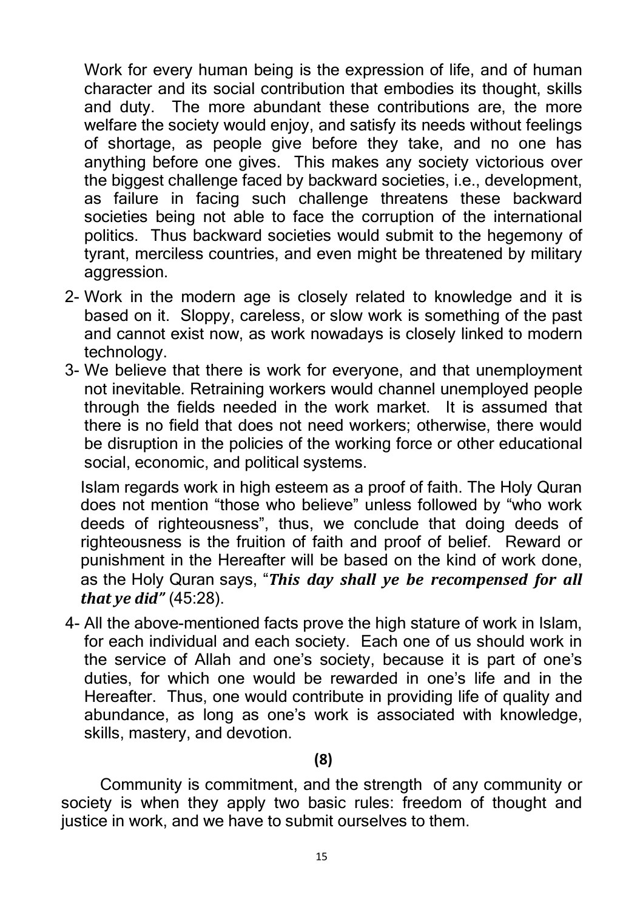Work for every human being is the expression of life, and of human character and its social contribution that embodies its thought, skills and duty. The more abundant these contributions are, the more welfare the society would enjoy, and satisfy its needs without feelings of shortage, as people give before they take, and no one has anything before one gives. This makes any society victorious over the biggest challenge faced by backward societies, i.e., development, as failure in facing such challenge threatens these backward societies being not able to face the corruption of the international politics. Thus backward societies would submit to the hegemony of tyrant, merciless countries, and even might be threatened by military aggression.

2- Work in the modern age is closely related to knowledge and it is based on it. Sloppy, careless, or slow work is something of the past and cannot exist now, as work nowadays is closely linked to modern technology.

3- We believe that there is work for everyone, and that unemployment not inevitable. Retraining workers would channel unemployed people through the fields needed in the work market. It is assumed that there is no field that does not need workers; otherwise, there would be disruption in the policies of the working force or other educational social, economic, and political systems.

Islam regards work in high esteem as a proof of faith. The Holy Quran does not mention “those who believe” unless followed by “who work deeds of righteousness”, thus, we conclude that doing deeds of righteousness is the fruition of faith and proof of belief. Reward or punishment in the Hereafter will be based on the kind of work done, as the Holy Quran says, “***This day shall ye be recompensed for all that ye did”*** (45:28).

4- All the above-mentioned facts prove the high stature of work in Islam, for each individual and each society. Each one of us should work in the service of Allah and one’s society, because it is part of one’s duties, for which one would be rewarded in one’s life and in the Hereafter. Thus, one would contribute in providing life of quality and abundance, as long as one’s work is associated with knowledge, skills, mastery, and devotion.

**(8)**

Community is commitment, and the strength of any community or society is when they apply two basic rules: freedom of thought and justice in work, and we have to submit ourselves to them.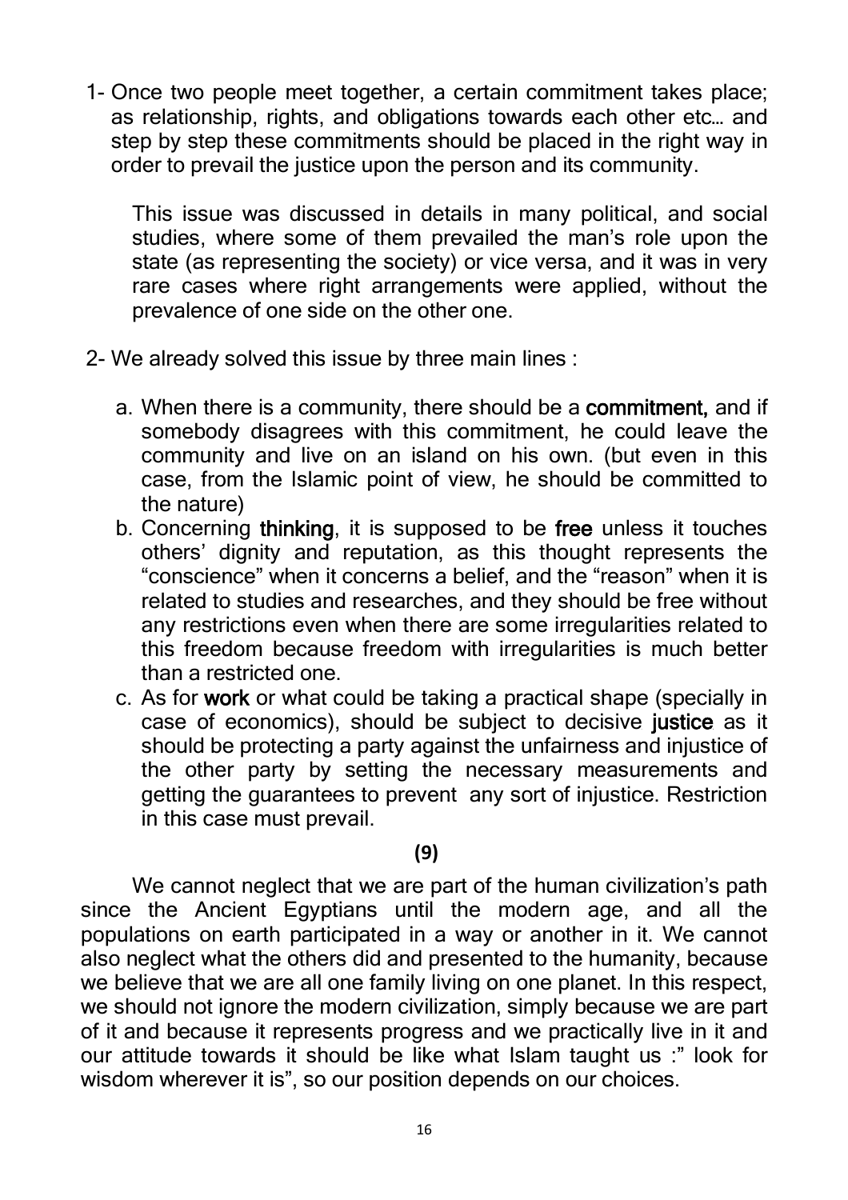1- Once two people meet together, a certain commitment takes place; as relationship, rights, and obligations towards each other etc… and step by step these commitments should be placed in the right way in order to prevail the justice upon the person and its community.

   This issue was discussed in details in many political, and social studies, where some of them prevailed the man's role upon the state (as representing the society) or vice versa, and it was in very rare cases where right arrangements were applied, without the prevalence of one side on the other one.

2- We already solved this issue by three main lines :

   a. When there is a community, there should be a **commitment,** and if somebody disagrees with this commitment, he could leave the community and live on an island on his own. (but even in this case, from the Islamic point of view, he should be committed to the nature)
   b. Concerning **thinking**, it is supposed to be **free** unless it touches others' dignity and reputation, as this thought represents the "conscience" when it concerns a belief, and the "reason" when it is related to studies and researches, and they should be free without any restrictions even when there are some irregularities related to this freedom because freedom with irregularities is much better than a restricted one.
   c. As for **work** or what could be taking a practical shape (specially in case of economics), should be subject to decisive **justice** as it should be protecting a party against the unfairness and injustice of the other party by setting the necessary measurements and getting the guarantees to prevent any sort of injustice. Restriction in this case must prevail.

**(9)**

We cannot neglect that we are part of the human civilization's path since the Ancient Egyptians until the modern age, and all the populations on earth participated in a way or another in it. We cannot also neglect what the others did and presented to the humanity, because we believe that we are all one family living on one planet. In this respect, we should not ignore the modern civilization, simply because we are part of it and because it represents progress and we practically live in it and our attitude towards it should be like what Islam taught us :" look for wisdom wherever it is", so our position depends on our choices.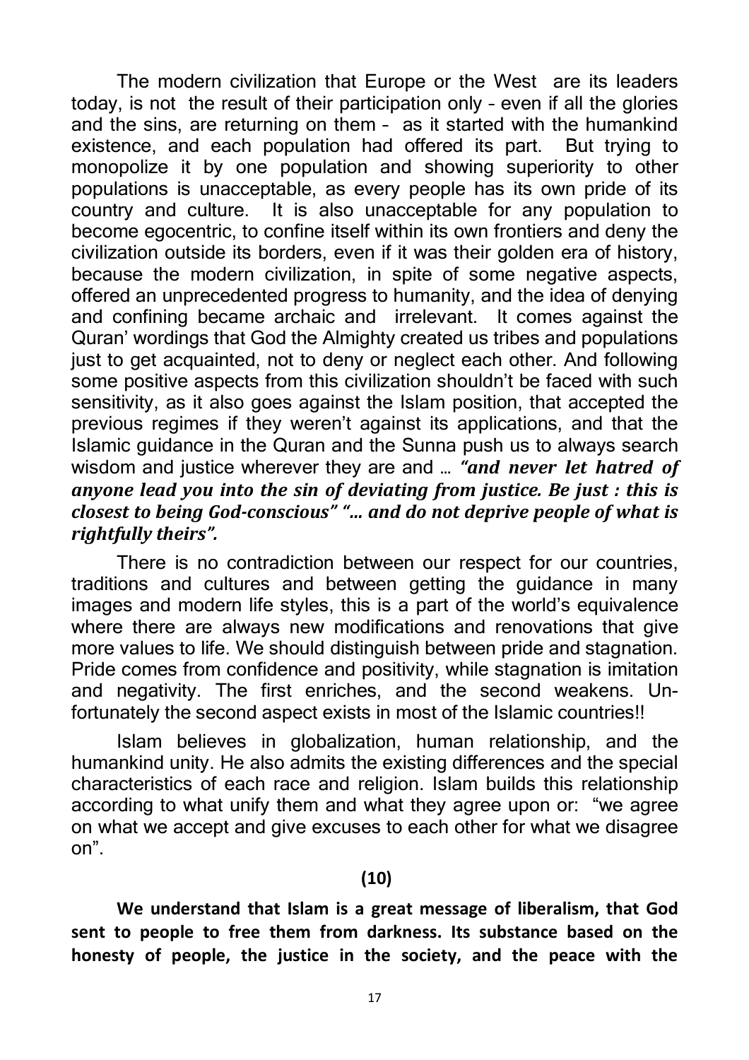The modern civilization that Europe or the West are its leaders today, is not the result of their participation only – even if all the glories and the sins, are returning on them – as it started with the humankind existence, and each population had offered its part. But trying to monopolize it by one population and showing superiority to other populations is unacceptable, as every people has its own pride of its country and culture. It is also unacceptable for any population to become egocentric, to confine itself within its own frontiers and deny the civilization outside its borders, even if it was their golden era of history, because the modern civilization, in spite of some negative aspects, offered an unprecedented progress to humanity, and the idea of denying and confining became archaic and irrelevant. It comes against the Quran' wordings that God the Almighty created us tribes and populations just to get acquainted, not to deny or neglect each other. And following some positive aspects from this civilization shouldn't be faced with such sensitivity, as it also goes against the Islam position, that accepted the previous regimes if they weren't against its applications, and that the Islamic guidance in the Quran and the Sunna push us to always search wisdom and justice wherever they are and … ***"and never let hatred of anyone lead you into the sin of deviating from justice. Be just : this is closest to being God-conscious" "… and do not deprive people of what is rightfully theirs".***

There is no contradiction between our respect for our countries, traditions and cultures and between getting the guidance in many images and modern life styles, this is a part of the world's equivalence where there are always new modifications and renovations that give more values to life. We should distinguish between pride and stagnation. Pride comes from confidence and positivity, while stagnation is imitation and negativity. The first enriches, and the second weakens. Unfortunately the second aspect exists in most of the Islamic countries!!

Islam believes in globalization, human relationship, and the humankind unity. He also admits the existing differences and the special characteristics of each race and religion. Islam builds this relationship according to what unify them and what they agree upon or: "we agree on what we accept and give excuses to each other for what we disagree on".

**(10)**

**We understand that Islam is a great message of liberalism, that God sent to people to free them from darkness. Its substance based on the honesty of people, the justice in the society, and the peace with the**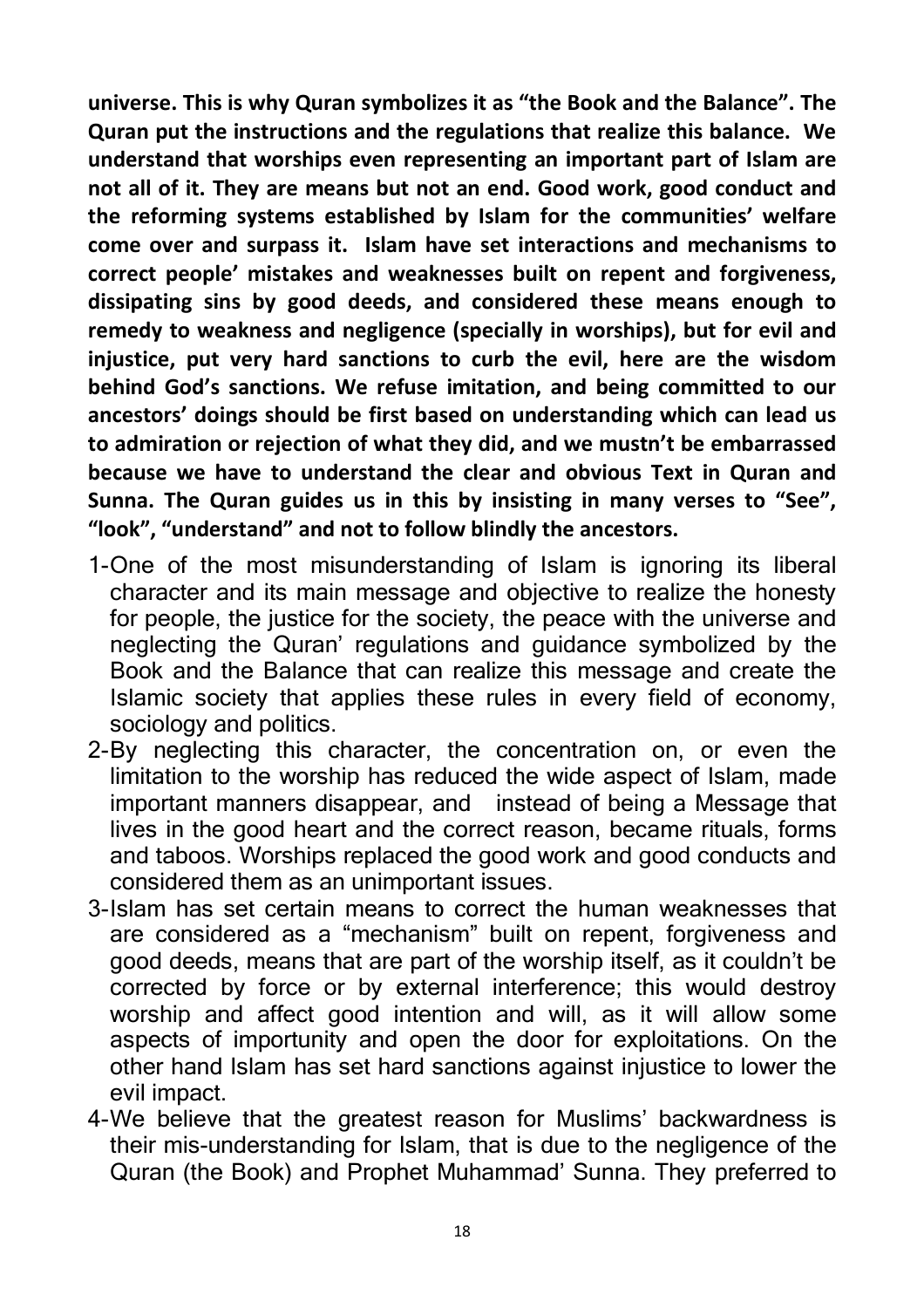**universe. This is why Quran symbolizes it as “the Book and the Balance”. The Quran put the instructions and the regulations that realize this balance. We understand that worships even representing an important part of Islam are not all of it. They are means but not an end. Good work, good conduct and the reforming systems established by Islam for the communities’ welfare come over and surpass it. Islam have set interactions and mechanisms to correct people’ mistakes and weaknesses built on repent and forgiveness, dissipating sins by good deeds, and considered these means enough to remedy to weakness and negligence (specially in worships), but for evil and injustice, put very hard sanctions to curb the evil, here are the wisdom behind God’s sanctions. We refuse imitation, and being committed to our ancestors’ doings should be first based on understanding which can lead us to admiration or rejection of what they did, and we mustn’t be embarrassed because we have to understand the clear and obvious Text in Quran and Sunna. The Quran guides us in this by insisting in many verses to “See”, “look”, “understand” and not to follow blindly the ancestors.**

1- One of the most misunderstanding of Islam is ignoring its liberal character and its main message and objective to realize the honesty for people, the justice for the society, the peace with the universe and neglecting the Quran’ regulations and guidance symbolized by the Book and the Balance that can realize this message and create the Islamic society that applies these rules in every field of economy, sociology and politics.
2- By neglecting this character, the concentration on, or even the limitation to the worship has reduced the wide aspect of Islam, made important manners disappear, and instead of being a Message that lives in the good heart and the correct reason, became rituals, forms and taboos. Worships replaced the good work and good conducts and considered them as an unimportant issues.
3- Islam has set certain means to correct the human weaknesses that are considered as a “mechanism” built on repent, forgiveness and good deeds, means that are part of the worship itself, as it couldn’t be corrected by force or by external interference; this would destroy worship and affect good intention and will, as it will allow some aspects of importunity and open the door for exploitations. On the other hand Islam has set hard sanctions against injustice to lower the evil impact.
4- We believe that the greatest reason for Muslims’ backwardness is their mis-understanding for Islam, that is due to the negligence of the Quran (the Book) and Prophet Muhammad’ Sunna. They preferred to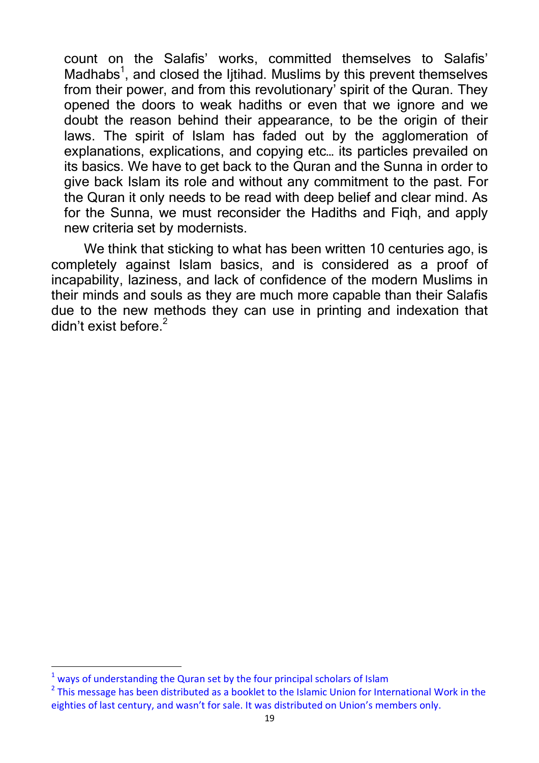count on the Salafis' works, committed themselves to Salafis' Madhabs[1], and closed the Ijtihad. Muslims by this prevent themselves from their power, and from this revolutionary' spirit of the Quran. They opened the doors to weak hadiths or even that we ignore and we doubt the reason behind their appearance, to be the origin of their laws. The spirit of Islam has faded out by the agglomeration of explanations, explications, and copying etc… its particles prevailed on its basics. We have to get back to the Quran and the Sunna in order to give back Islam its role and without any commitment to the past. For the Quran it only needs to be read with deep belief and clear mind. As for the Sunna, we must reconsider the Hadiths and Fiqh, and apply new criteria set by modernists.

We think that sticking to what has been written 10 centuries ago, is completely against Islam basics, and is considered as a proof of incapability, laziness, and lack of confidence of the modern Muslims in their minds and souls as they are much more capable than their Salafis due to the new methods they can use in printing and indexation that didn't exist before.[2]

[1] ways of understanding the Quran set by the four principal scholars of Islam

[2] This message has been distributed as a booklet to the Islamic Union for International Work in the eighties of last century, and wasn't for sale. It was distributed on Union's members only.